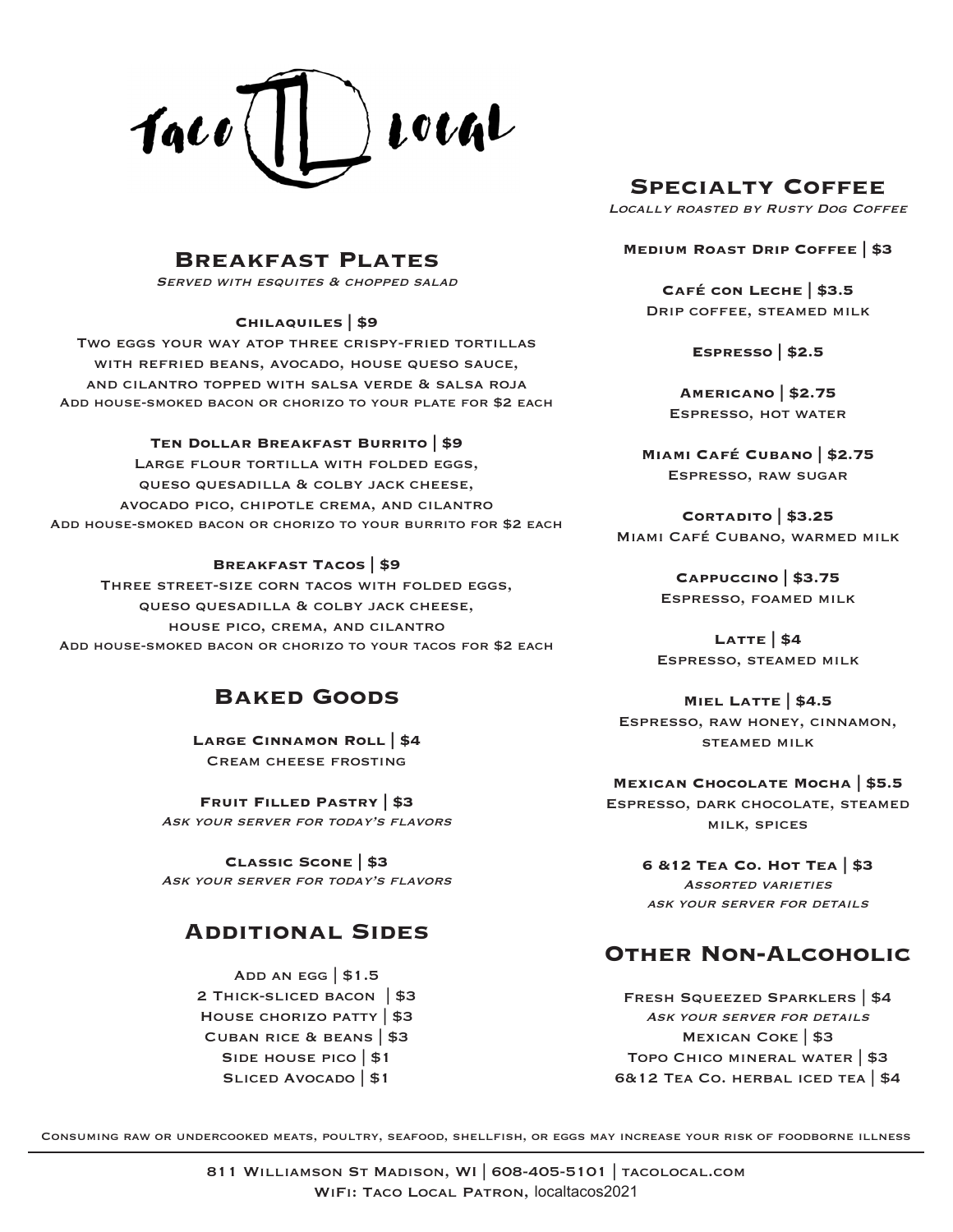// Taco Local

## Breakfast Plates

*Served with esquites & chopped salad*

**Chilaquiles | $9**
Two eggs your way atop three crispy-fried tortillas with refried beans, avocado, house queso sauce, and cilantro topped with salsa verde & salsa roja
Add house-smoked bacon or chorizo to your plate for $2 each

**Ten Dollar Breakfast Burrito | $9**
Large flour tortilla with folded eggs, queso quesadilla & colby jack cheese, avocado pico, chipotle crema, and cilantro
Add house-smoked bacon or chorizo to your burrito for $2 each

**Breakfast Tacos | $9**
Three street-size corn tacos with folded eggs, queso quesadilla & colby jack cheese, house pico, crema, and cilantro
Add house-smoked bacon or chorizo to your tacos for $2 each

## Baked Goods

**Large Cinnamon Roll | $4**
Cream cheese frosting

**Fruit Filled Pastry | $3**
*Ask your server for today's flavors*

**Classic Scone | $3**
*Ask your server for today's flavors*

## Additional Sides

Add an egg | $1.5
2 Thick-sliced bacon | $3
House chorizo patty | $3
Cuban rice & beans | $3
Side house pico | $1
Sliced Avocado | $1

## Specialty Coffee

*Locally roasted by Rusty Dog Coffee*

**Medium Roast Drip Coffee | $3**

**Café con Leche | $3.5**
Drip coffee, steamed milk

**Espresso | $2.5**

**Americano | $2.75**
Espresso, hot water

**Miami Café Cubano | $2.75**
Espresso, raw sugar

**Cortadito | $3.25**
Miami Café Cubano, warmed milk

**Cappuccino | $3.75**
Espresso, foamed milk

**Latte | $4**
Espresso, steamed milk

**Miel Latte | $4.5**
Espresso, raw honey, cinnamon, steamed milk

**Mexican Chocolate Mocha | $5.5**
Espresso, dark chocolate, steamed milk, spices

**6 &12 Tea Co. Hot Tea | $3**
*Assorted varieties*
*ask your server for details*

## Other Non-Alcoholic

Fresh Squeezed Sparklers | $4
*Ask your server for details*
Mexican Coke | $3
Topo Chico mineral water | $3
6&12 Tea Co. herbal iced tea | $4

Consuming raw or undercooked meats, poultry, seafood, shellfish, or eggs may increase your risk of foodborne illness

---

811 Williamson St Madison, WI | 608-405-5101 | tacolocal.com
WiFi: Taco Local Patron, localtacos2021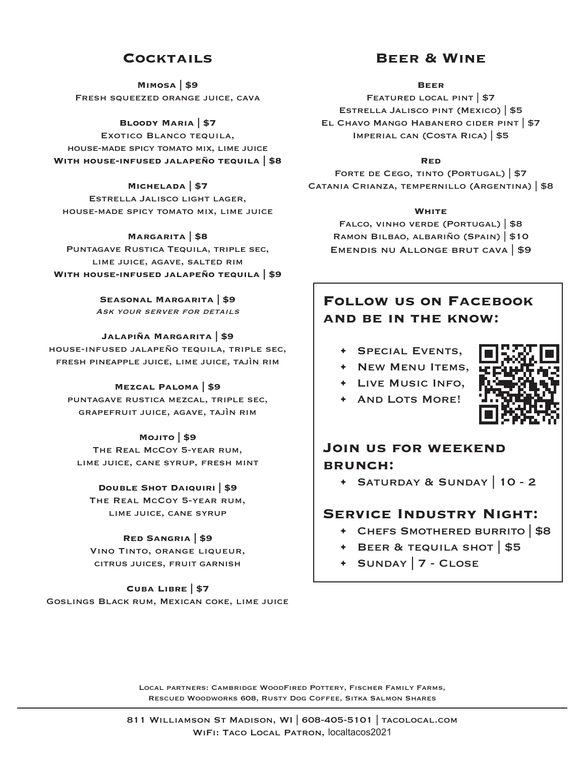## Cocktails

**Mimosa | $9**
Fresh squeezed orange juice, cava

**Bloody Maria | $7**
Exotico Blanco tequila,
house-made spicy tomato mix, lime juice
**With house-infused jalapeño tequila | $8**

**Michelada | $7**
Estrella Jalisco light lager,
house-made spicy tomato mix, lime juice

**Margarita | $8**
Puntagave Rustica Tequila, triple sec,
lime juice, agave, salted rim
**With house-infused jalapeño tequila | $9**

**Seasonal Margarita | $9**
*Ask your server for details*

**Jalapiña Margarita | $9**
house-infused jalapeño tequila, triple sec,
fresh pineapple juice, lime juice, tajìn rim

**Mezcal Paloma | $9**
puntagave rustica mezcal, triple sec,
grapefruit juice, agave, tajìn rim

**Mojito | $9**
The Real McCoy 5-year rum,
lime juice, cane syrup, fresh mint

**Double Shot Daiquiri | $9**
The Real McCoy 5-year rum,
lime juice, cane syrup

**Red Sangria | $9**
Vino Tinto, orange liqueur,
citrus juices, fruit garnish

**Cuba Libre | $7**
Goslings Black rum, Mexican coke, lime juice

## Beer & Wine

**Beer**
Featured local pint | $7
Estrella Jalisco pint (Mexico) | $5
El Chavo Mango Habanero cider pint | $7
Imperial can (Costa Rica) | $5

**Red**
Forte de Cego, tinto (Portugal) | $7
Catania Crianza, tempernillo (Argentina) | $8

**White**
Falco, vinho verde (Portugal) | $8
Ramon Bilbao, albariño (Spain) | $10
Emendis nu Allonge brut cava | $9

### Follow us on Facebook and be in the know:

- Special Events,
- New Menu Items,
- Live Music Info,
- And Lots More!

### Join us for weekend brunch:

- Saturday & Sunday | 10 - 2

### Service Industry Night:

- Chefs Smothered burrito | $8
- Beer & tequila shot | $5
- Sunday | 7 - Close

Local partners: Cambridge WoodFired Pottery, Fischer Family Farms, Rescued Woodworks 608, Rusty Dog Coffee, Sitka Salmon Shares

811 Williamson St Madison, WI | 608-405-5101 | tacolocal.com
WiFi: Taco Local Patron, localtacos2021